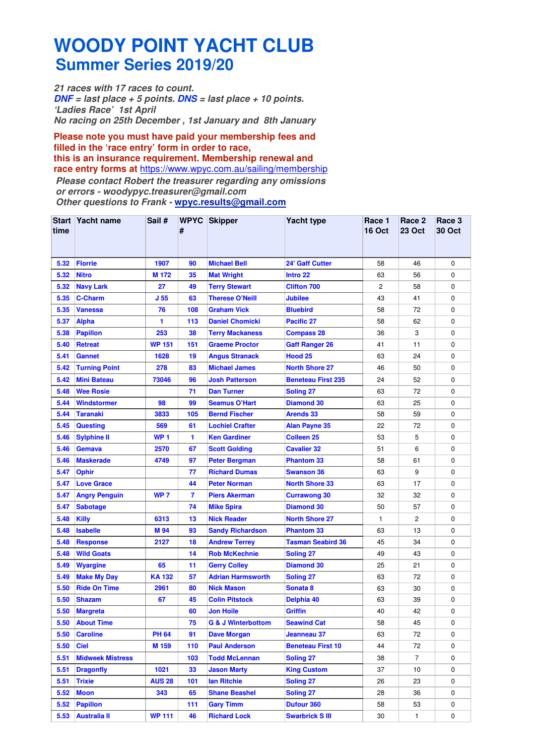# WOODY POINT YACHT CLUB

## Summer Series 2019/20

*21 races with 17 races to count.*
***DNF** = last place + 5 points. **DNS** = last place + 10 points.*
*'Ladies Race' 1st April*
*No racing on 25th December , 1st January and 8th January*

**Please note you must have paid your membership fees and filled in the 'race entry' form in order to race, this is an insurance requirement. Membership renewal and race entry forms at** https://www.wpyc.com.au/sailing/membership

*Please contact Robert the treasurer regarding any omissions or errors - woodypyc.treasurer@gmail.com*
*Other questions to Frank - **wpyc.results@gmail.com***

| Start time | Yacht name | Sail # | WPYC # | Skipper | Yacht type | Race 1 16 Oct | Race 2 23 Oct | Race 3 30 Oct |
|---|---|---|---|---|---|---|---|---|
| 5.32 | Florrie | 1907 | 90 | Michael Bell | 24' Gaff Cutter | 58 | 46 | 0 |
| 5.32 | Nitro | M 172 | 35 | Mat Wright | Intro 22 | 63 | 56 | 0 |
| 5.32 | Navy Lark | 27 | 49 | Terry Stewart | Clifton 700 | 2 | 58 | 0 |
| 5.35 | C-Charm | J 55 | 63 | Therese O'Neill | Jubilee | 43 | 41 | 0 |
| 5.35 | Vanessa | 76 | 108 | Graham Vick | Bluebird | 58 | 72 | 0 |
| 5.37 | Alpha | 1 | 113 | Daniel Chomicki | Pacific 27 | 58 | 62 | 0 |
| 5.38 | Papillon | 253 | 38 | Terry Mackaness | Compass 28 | 36 | 3 | 0 |
| 5.40 | Retreat | WP 151 | 151 | Graeme Proctor | Gaff Ranger 26 | 41 | 11 | 0 |
| 5.41 | Gannet | 1628 | 19 | Angus Stranack | Hood 25 | 63 | 24 | 0 |
| 5.42 | Turning Point | 278 | 83 | Michael James | North Shore 27 | 46 | 50 | 0 |
| 5.42 | Mini Bateau | 73046 | 96 | Josh Patterson | Beneteau First 235 | 24 | 52 | 0 |
| 5.48 | Wee Rosie | | 71 | Dan Turner | Soling 27 | 63 | 72 | 0 |
| 5.44 | Windstormer | 98 | 99 | Seamus O'Hart | Diamond 30 | 63 | 25 | 0 |
| 5.44 | Taranaki | 3833 | 105 | Bernd Fischer | Arends 33 | 58 | 59 | 0 |
| 5.45 | Questing | 569 | 61 | Lochiel Crafter | Alan Payne 35 | 22 | 72 | 0 |
| 5.46 | Sylphine II | WP 1 | 1 | Ken Gardiner | Colleen 25 | 53 | 5 | 0 |
| 5.46 | Gemava | 2570 | 67 | Scott Golding | Cavalier 32 | 51 | 6 | 0 |
| 5.46 | Maskerade | 4749 | 97 | Peter Bergman | Phantom 33 | 58 | 61 | 0 |
| 5.47 | Ophir | | 77 | Richard Dumas | Swanson 36 | 63 | 9 | 0 |
| 5.47 | Love Grace | | 44 | Peter Norman | North Shore 33 | 63 | 17 | 0 |
| 5.47 | Angry Penguin | WP 7 | 7 | Piers Akerman | Currawong 30 | 32 | 32 | 0 |
| 5.47 | Sabotage | | 74 | Mike Spira | Diamond 30 | 50 | 57 | 0 |
| 5.48 | Killy | 6313 | 13 | Nick Reader | North Shore 27 | 1 | 2 | 0 |
| 5.48 | Isabelle | M 94 | 93 | Sandy Richardson | Phantom 33 | 63 | 13 | 0 |
| 5.48 | Response | 2127 | 18 | Andrew Terrey | Tasman Seabird 36 | 45 | 34 | 0 |
| 5.48 | Wild Goats | | 14 | Rob McKechnie | Soling 27 | 49 | 43 | 0 |
| 5.49 | Wyargine | 65 | 11 | Gerry Colley | Diamond 30 | 25 | 21 | 0 |
| 5.49 | Make My Day | KA 132 | 57 | Adrian Harmsworth | Soling 27 | 63 | 72 | 0 |
| 5.50 | Ride On Time | 2961 | 80 | Nick Mason | Sonata 8 | 63 | 30 | 0 |
| 5.50 | Shazam | 67 | 45 | Colin Pitstock | Delphia 40 | 63 | 39 | 0 |
| 5.50 | Margreta | | 60 | Jon Hoile | Griffin | 40 | 42 | 0 |
| 5.50 | About Time | | 75 | G & J Winterbottom | Seawind Cat | 58 | 45 | 0 |
| 5.50 | Caroline | PH 64 | 91 | Dave Morgan | Jeanneau 37 | 63 | 72 | 0 |
| 5.50 | Ciel | M 159 | 110 | Paul Anderson | Beneteau First 10 | 44 | 72 | 0 |
| 5.51 | Midweek Mistress | | 103 | Todd McLennan | Soling 27 | 38 | 7 | 0 |
| 5.51 | Dragonfly | 1021 | 33 | Jason Marty | King Custom | 37 | 10 | 0 |
| 5.51 | Trixie | AUS 28 | 101 | Ian Ritchie | Soling 27 | 26 | 23 | 0 |
| 5.52 | Moon | 343 | 65 | Shane Beashel | Soling 27 | 28 | 36 | 0 |
| 5.52 | Papillon | | 111 | Gary Timm | Dufour 360 | 58 | 53 | 0 |
| 5.53 | Australia II | WP 111 | 46 | Richard Lock | Swarbrick S III | 30 | 1 | 0 |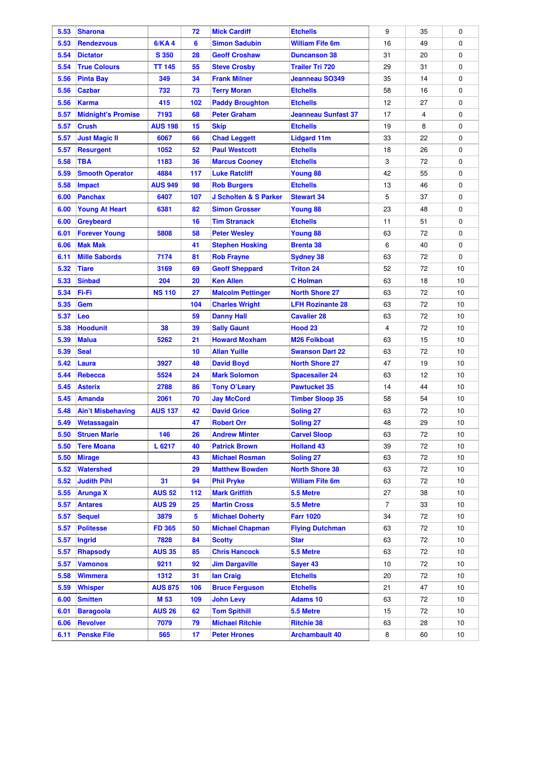| | | | | | | | | |
|---|---|---|---|---|---|---|---|---|
| 5.53 | Sharona | | 72 | Mick Cardiff | Etchells | 9 | 35 | 0 |
| 5.53 | Rendezvous | 6/KA 4 | 6 | Simon Sadubin | William Fife 6m | 16 | 49 | 0 |
| 5.54 | Dictator | S 350 | 28 | Geoff Croshaw | Duncanson 38 | 31 | 20 | 0 |
| 5.54 | True Colours | TT 145 | 55 | Steve Crosby | Trailer Tri 720 | 29 | 31 | 0 |
| 5.56 | Pinta Bay | 349 | 34 | Frank Milner | Jeanneau SO349 | 35 | 14 | 0 |
| 5.56 | Cazbar | 732 | 73 | Terry Moran | Etchells | 58 | 16 | 0 |
| 5.56 | Karma | 415 | 102 | Paddy Broughton | Etchells | 12 | 27 | 0 |
| 5.57 | Midnight's Promise | 7193 | 68 | Peter Graham | Jeanneau Sunfast 37 | 17 | 4 | 0 |
| 5.57 | Crush | AUS 198 | 15 | Skip | Etchells | 19 | 8 | 0 |
| 5.57 | Just Magic II | 6067 | 66 | Chad Leggett | Lidgard 11m | 33 | 22 | 0 |
| 5.57 | Resurgent | 1052 | 52 | Paul Westcott | Etchells | 18 | 26 | 0 |
| 5.58 | TBA | 1183 | 36 | Marcus Cooney | Etchells | 3 | 72 | 0 |
| 5.59 | Smooth Operator | 4884 | 117 | Luke Ratcliff | Young 88 | 42 | 55 | 0 |
| 5.58 | Impact | AUS 949 | 98 | Rob Burgers | Etchells | 13 | 46 | 0 |
| 6.00 | Panchax | 6407 | 107 | J Scholten & S Parker | Stewart 34 | 5 | 37 | 0 |
| 6.00 | Young At Heart | 6381 | 82 | Simon Grosser | Young 88 | 23 | 48 | 0 |
| 6.00 | Greybeard | | 16 | Tim Stranack | Etchells | 11 | 51 | 0 |
| 6.01 | Forever Young | 5808 | 58 | Peter Wesley | Young 88 | 63 | 72 | 0 |
| 6.06 | Mak Mak | | 41 | Stephen Hosking | Brenta 38 | 6 | 40 | 0 |
| 6.11 | Mille Sabords | 7174 | 81 | Rob Frayne | Sydney 38 | 63 | 72 | 0 |
| 5.32 | Tiare | 3169 | 69 | Geoff Sheppard | Triton 24 | 52 | 72 | 10 |
| 5.33 | Sinbad | 204 | 20 | Ken Allen | C Holman | 63 | 18 | 10 |
| 5.34 | Fi-Fi | NS 110 | 27 | Malcolm Pettinger | North Shore 27 | 63 | 72 | 10 |
| 5.35 | Gem | | 104 | Charles Wright | LFH Rozinante 28 | 63 | 72 | 10 |
| 5.37 | Leo | | 59 | Danny Hall | Cavalier 28 | 63 | 72 | 10 |
| 5.38 | Hoodunit | 38 | 39 | Sally Gaunt | Hood 23 | 4 | 72 | 10 |
| 5.39 | Malua | 5262 | 21 | Howard Moxham | M26 Folkboat | 63 | 15 | 10 |
| 5.39 | Seal | | 10 | Allan Yuille | Swanson Dart 22 | 63 | 72 | 10 |
| 5.42 | Laura | 3927 | 48 | David Boyd | North Shore 27 | 47 | 19 | 10 |
| 5.44 | Rebecca | 5524 | 24 | Mark Solomon | Spacesailer 24 | 63 | 12 | 10 |
| 5.45 | Asterix | 2788 | 86 | Tony O'Leary | Pawtucket 35 | 14 | 44 | 10 |
| 5.45 | Amanda | 2061 | 70 | Jay McCord | Timber Sloop 35 | 58 | 54 | 10 |
| 5.48 | Ain't Misbehaving | AUS 137 | 42 | David Grice | Soling 27 | 63 | 72 | 10 |
| 5.49 | Wetassagain | | 47 | Robert Orr | Soling 27 | 48 | 29 | 10 |
| 5.50 | Struen Marie | 146 | 26 | Andrew Minter | Carvel Sloop | 63 | 72 | 10 |
| 5.50 | Tere Moana | L 6217 | 40 | Patrick Brown | Holland 43 | 39 | 72 | 10 |
| 5.50 | Mirage | | 43 | Michael Rosman | Soling 27 | 63 | 72 | 10 |
| 5.52 | Watershed | | 29 | Matthew Bowden | North Shore 38 | 63 | 72 | 10 |
| 5.52 | Judith Pihl | 31 | 94 | Phil Pryke | William Fife 6m | 63 | 72 | 10 |
| 5.55 | Arunga X | AUS 52 | 112 | Mark Griffith | 5.5 Metre | 27 | 38 | 10 |
| 5.57 | Antares | AUS 29 | 25 | Martin Cross | 5.5 Metre | 7 | 33 | 10 |
| 5.57 | Sequel | 3879 | 5 | Michael Doherty | Farr 1020 | 34 | 72 | 10 |
| 5.57 | Politesse | FD 365 | 50 | Michael Chapman | Flying Dutchman | 63 | 72 | 10 |
| 5.57 | Ingrid | 7828 | 84 | Scotty | Star | 63 | 72 | 10 |
| 5.57 | Rhapsody | AUS 35 | 85 | Chris Hancock | 5.5 Metre | 63 | 72 | 10 |
| 5.57 | Vamonos | 9211 | 92 | Jim Dargaville | Sayer 43 | 10 | 72 | 10 |
| 5.58 | Wimmera | 1312 | 31 | Ian Craig | Etchells | 20 | 72 | 10 |
| 5.59 | Whisper | AUS 875 | 106 | Bruce Ferguson | Etchells | 21 | 47 | 10 |
| 6.00 | Smitten | M 53 | 109 | John Levy | Adams 10 | 63 | 72 | 10 |
| 6.01 | Baragoola | AUS 26 | 62 | Tom Spithill | 5.5 Metre | 15 | 72 | 10 |
| 6.06 | Revolver | 7079 | 79 | Michael Ritchie | Ritchie 38 | 63 | 28 | 10 |
| 6.11 | Penske File | 565 | 17 | Peter Hrones | Archambault 40 | 8 | 60 | 10 |